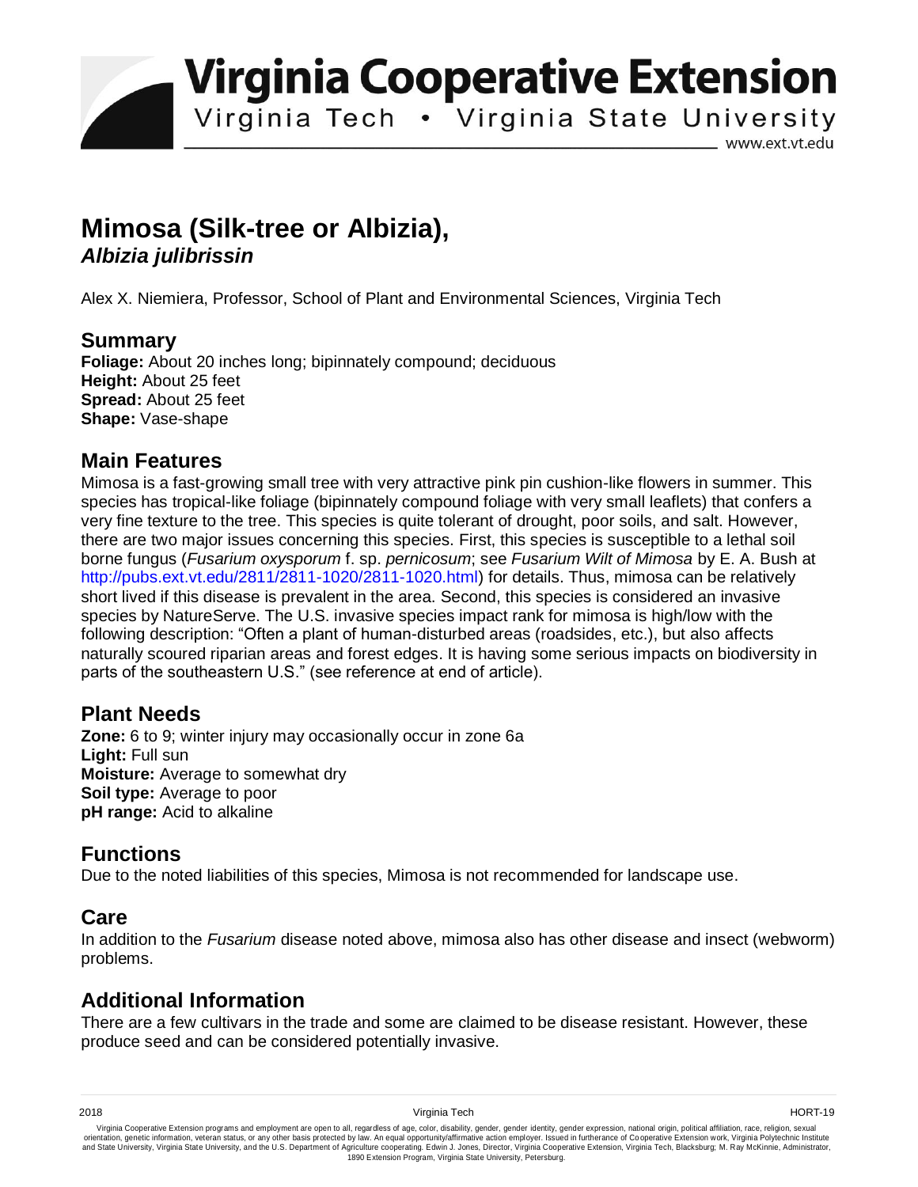# Mimosa (Silk-tree or Albizia), *Albizia julibrissin*

Alex X. Niemiera, Professor, School of Plant and Environmental Sciences, Virginia Tech

## Summary

**Foliage:** About 20 inches long; bipinnately compound; deciduous
**Height:** About 25 feet
**Spread:** About 25 feet
**Shape:** Vase-shape

## Main Features

Mimosa is a fast-growing small tree with very attractive pink pin cushion-like flowers in summer. This species has tropical-like foliage (bipinnately compound foliage with very small leaflets) that confers a very fine texture to the tree. This species is quite tolerant of drought, poor soils, and salt. However, there are two major issues concerning this species. First, this species is susceptible to a lethal soil borne fungus (*Fusarium oxysporum* f. sp. *pernicosum*; see *Fusarium Wilt of Mimosa* by E. A. Bush at http://pubs.ext.vt.edu/2811/2811-1020/2811-1020.html) for details. Thus, mimosa can be relatively short lived if this disease is prevalent in the area. Second, this species is considered an invasive species by NatureServe. The U.S. invasive species impact rank for mimosa is high/low with the following description: "Often a plant of human-disturbed areas (roadsides, etc.), but also affects naturally scoured riparian areas and forest edges. It is having some serious impacts on biodiversity in parts of the southeastern U.S." (see reference at end of article).

## Plant Needs

**Zone:** 6 to 9; winter injury may occasionally occur in zone 6a
**Light:** Full sun
**Moisture:** Average to somewhat dry
**Soil type:** Average to poor
**pH range:** Acid to alkaline

## Functions

Due to the noted liabilities of this species, Mimosa is not recommended for landscape use.

## Care

In addition to the *Fusarium* disease noted above, mimosa also has other disease and insect (webworm) problems.

## Additional Information

There are a few cultivars in the trade and some are claimed to be disease resistant. However, these produce seed and can be considered potentially invasive.

Virginia Cooperative Extension programs and employment are open to all, regardless of age, color, disability, gender, gender identity, gender expression, national origin, political affiliation, race, religion, sexual orientation, genetic information, veteran status, or any other basis protected by law. An equal opportunity/affirmative action employer. Issued in furtherance of Cooperative Extension work, Virginia Polytechnic Institute and State University, Virginia State University, and the U.S. Department of Agriculture cooperating. Edwin J. Jones, Director, Virginia Cooperative Extension, Virginia Tech, Blacksburg; M. Ray McKinnie, Administrator, 1890 Extension Program, Virginia State University, Petersburg.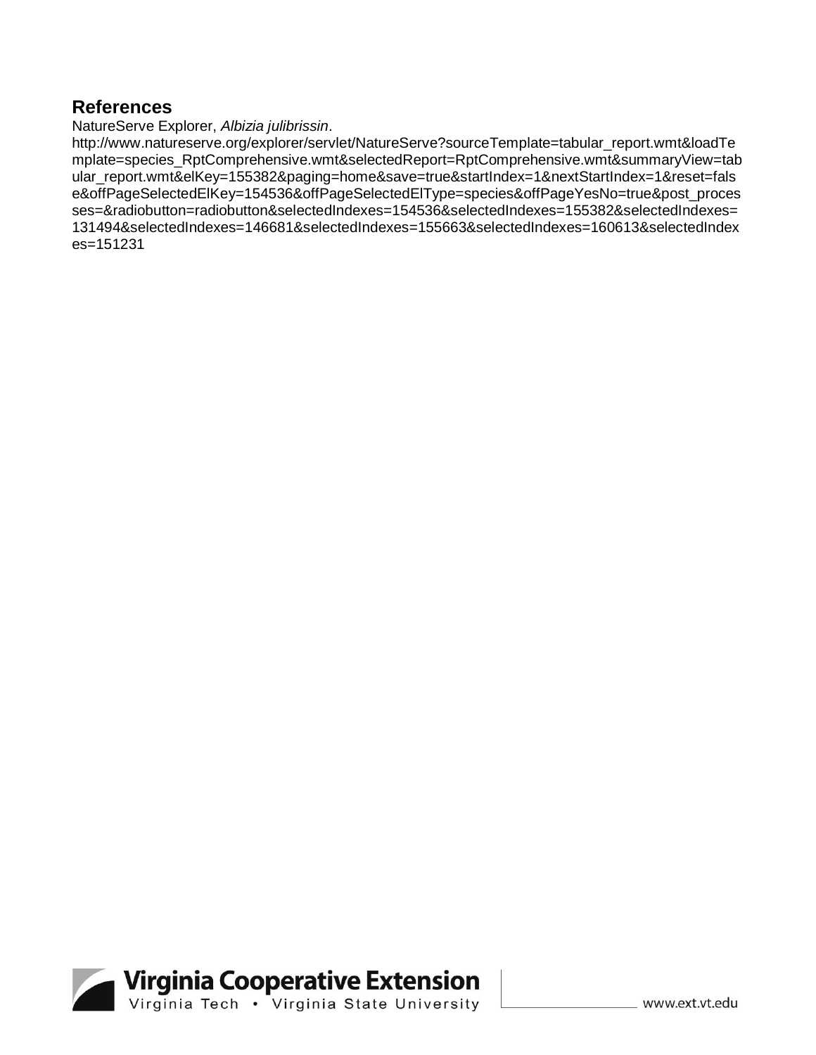## References

NatureServe Explorer, *Albizia julibrissin*.
http://www.natureserve.org/explorer/servlet/NatureServe?sourceTemplate=tabular_report.wmt&loadTemplate=species_RptComprehensive.wmt&selectedReport=RptComprehensive.wmt&summaryView=tabular_report.wmt&elKey=155382&paging=home&save=true&startIndex=1&nextStartIndex=1&reset=false&offPageSelectedElKey=154536&offPageSelectedElType=species&offPageYesNo=true&post_processes=&radiobutton=radiobutton&selectedIndexes=154536&selectedIndexes=155382&selectedIndexes=131494&selectedIndexes=146681&selectedIndexes=155663&selectedIndexes=160613&selectedIndexes=151231